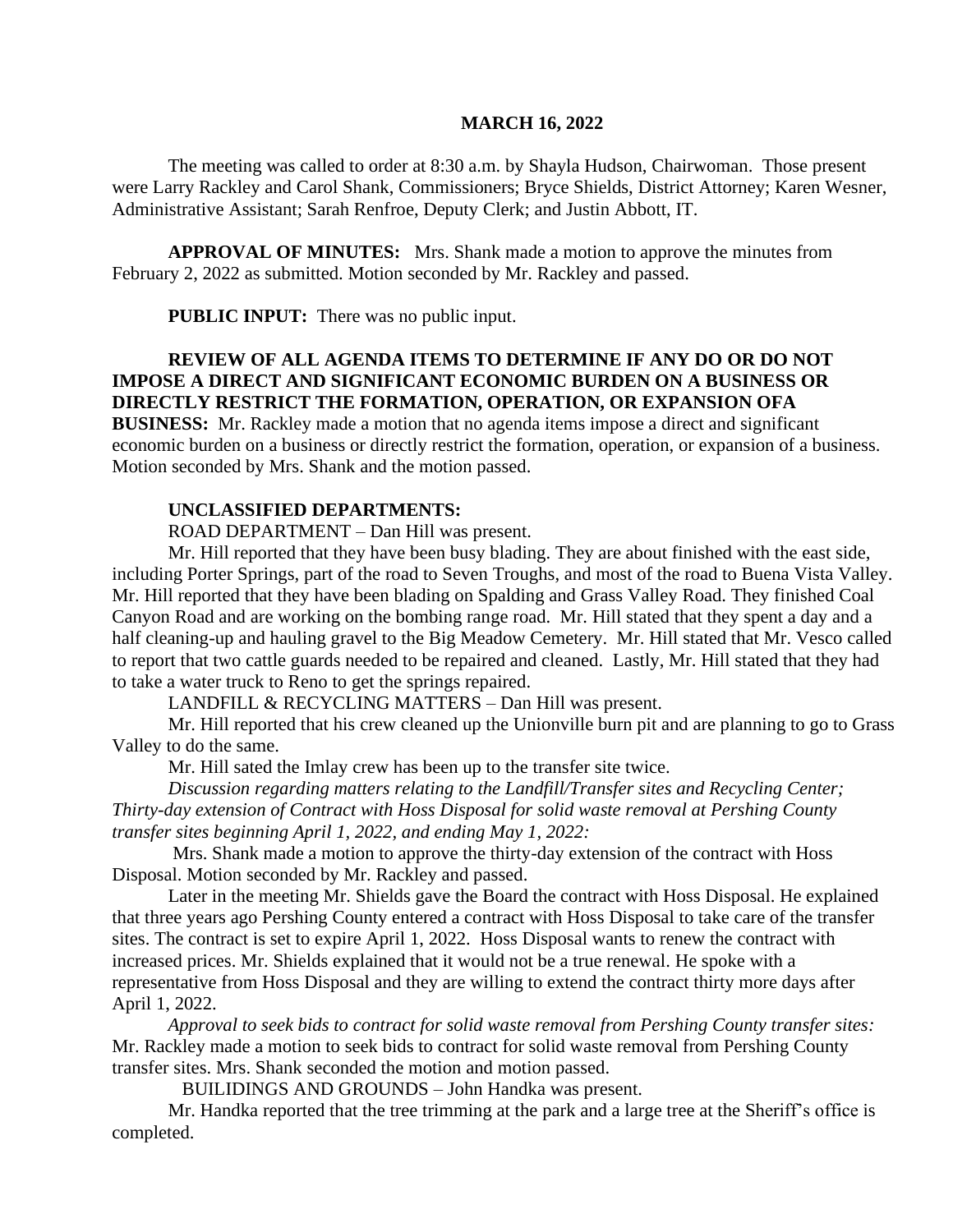**MARCH 16, 2022**

The meeting was called to order at 8:30 a.m. by Shayla Hudson, Chairwoman. Those present were Larry Rackley and Carol Shank, Commissioners; Bryce Shields, District Attorney; Karen Wesner, Administrative Assistant; Sarah Renfroe, Deputy Clerk; and Justin Abbott, IT.

**APPROVAL OF MINUTES:** Mrs. Shank made a motion to approve the minutes from February 2, 2022 as submitted. Motion seconded by Mr. Rackley and passed.

**PUBLIC INPUT:** There was no public input.

**REVIEW OF ALL AGENDA ITEMS TO DETERMINE IF ANY DO OR DO NOT IMPOSE A DIRECT AND SIGNIFICANT ECONOMIC BURDEN ON A BUSINESS OR DIRECTLY RESTRICT THE FORMATION, OPERATION, OR EXPANSION OFA BUSINESS:** Mr. Rackley made a motion that no agenda items impose a direct and significant economic burden on a business or directly restrict the formation, operation, or expansion of a business. Motion seconded by Mrs. Shank and the motion passed.

**UNCLASSIFIED DEPARTMENTS:**

ROAD DEPARTMENT – Dan Hill was present.

Mr. Hill reported that they have been busy blading. They are about finished with the east side, including Porter Springs, part of the road to Seven Troughs, and most of the road to Buena Vista Valley. Mr. Hill reported that they have been blading on Spalding and Grass Valley Road. They finished Coal Canyon Road and are working on the bombing range road. Mr. Hill stated that they spent a day and a half cleaning-up and hauling gravel to the Big Meadow Cemetery. Mr. Hill stated that Mr. Vesco called to report that two cattle guards needed to be repaired and cleaned. Lastly, Mr. Hill stated that they had to take a water truck to Reno to get the springs repaired.

LANDFILL & RECYCLING MATTERS – Dan Hill was present.

Mr. Hill reported that his crew cleaned up the Unionville burn pit and are planning to go to Grass Valley to do the same.

Mr. Hill sated the Imlay crew has been up to the transfer site twice.

*Discussion regarding matters relating to the Landfill/Transfer sites and Recycling Center; Thirty-day extension of Contract with Hoss Disposal for solid waste removal at Pershing County transfer sites beginning April 1, 2022, and ending May 1, 2022:*

Mrs. Shank made a motion to approve the thirty-day extension of the contract with Hoss Disposal. Motion seconded by Mr. Rackley and passed.

Later in the meeting Mr. Shields gave the Board the contract with Hoss Disposal. He explained that three years ago Pershing County entered a contract with Hoss Disposal to take care of the transfer sites. The contract is set to expire April 1, 2022. Hoss Disposal wants to renew the contract with increased prices. Mr. Shields explained that it would not be a true renewal. He spoke with a representative from Hoss Disposal and they are willing to extend the contract thirty more days after April 1, 2022.

*Approval to seek bids to contract for solid waste removal from Pershing County transfer sites:* Mr. Rackley made a motion to seek bids to contract for solid waste removal from Pershing County transfer sites. Mrs. Shank seconded the motion and motion passed.

BUILIDINGS AND GROUNDS – John Handka was present.

Mr. Handka reported that the tree trimming at the park and a large tree at the Sheriff's office is completed.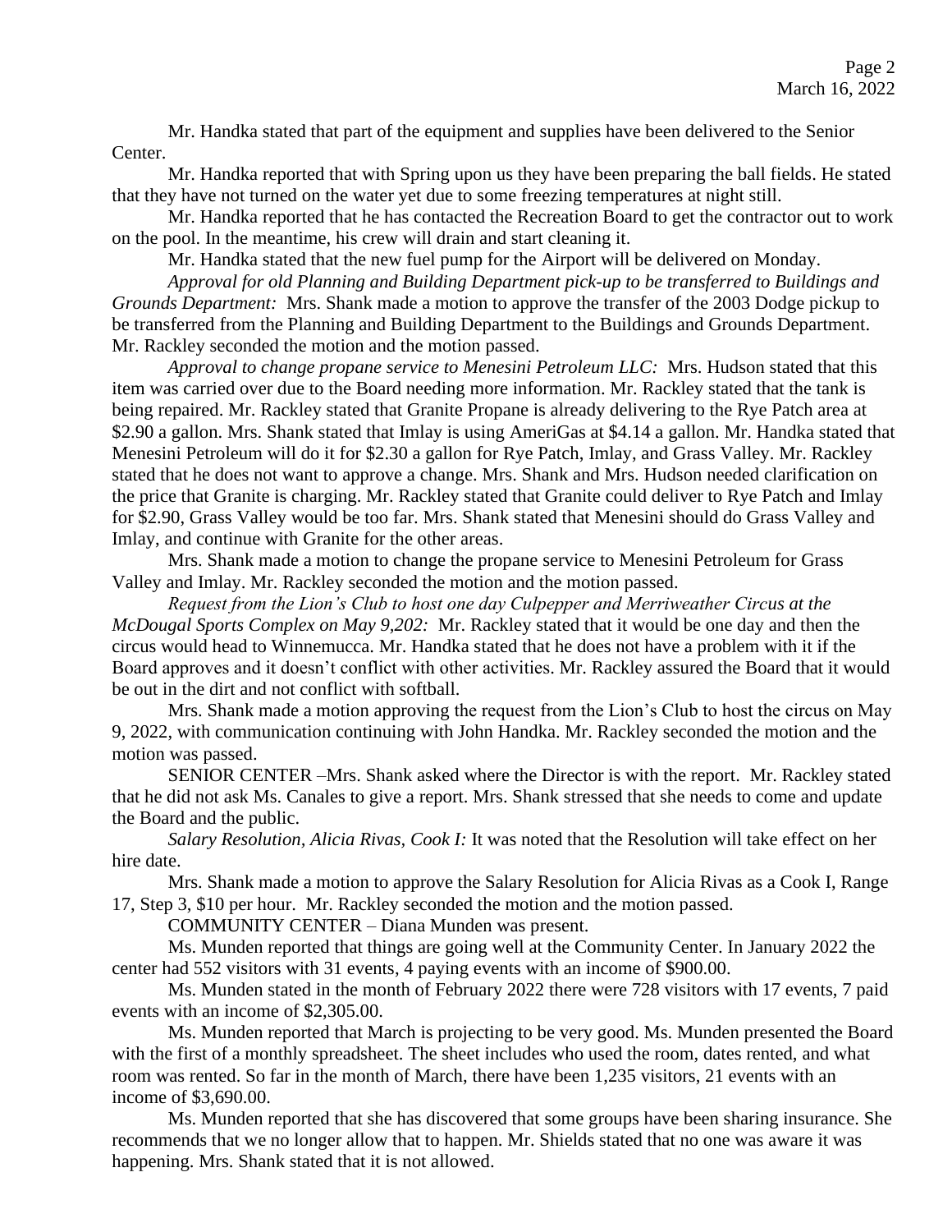Mr. Handka stated that part of the equipment and supplies have been delivered to the Senior Center.

Mr. Handka reported that with Spring upon us they have been preparing the ball fields. He stated that they have not turned on the water yet due to some freezing temperatures at night still.

Mr. Handka reported that he has contacted the Recreation Board to get the contractor out to work on the pool. In the meantime, his crew will drain and start cleaning it.

Mr. Handka stated that the new fuel pump for the Airport will be delivered on Monday.

*Approval for old Planning and Building Department pick-up to be transferred to Buildings and Grounds Department:* Mrs. Shank made a motion to approve the transfer of the 2003 Dodge pickup to be transferred from the Planning and Building Department to the Buildings and Grounds Department. Mr. Rackley seconded the motion and the motion passed.

*Approval to change propane service to Menesini Petroleum LLC:* Mrs. Hudson stated that this item was carried over due to the Board needing more information. Mr. Rackley stated that the tank is being repaired. Mr. Rackley stated that Granite Propane is already delivering to the Rye Patch area at $2.90 a gallon. Mrs. Shank stated that Imlay is using AmeriGas at $4.14 a gallon. Mr. Handka stated that Menesini Petroleum will do it for $2.30 a gallon for Rye Patch, Imlay, and Grass Valley. Mr. Rackley stated that he does not want to approve a change. Mrs. Shank and Mrs. Hudson needed clarification on the price that Granite is charging. Mr. Rackley stated that Granite could deliver to Rye Patch and Imlay for $2.90, Grass Valley would be too far. Mrs. Shank stated that Menesini should do Grass Valley and Imlay, and continue with Granite for the other areas.

Mrs. Shank made a motion to change the propane service to Menesini Petroleum for Grass Valley and Imlay. Mr. Rackley seconded the motion and the motion passed.

*Request from the Lion's Club to host one day Culpepper and Merriweather Circus at the McDougal Sports Complex on May 9,202:* Mr. Rackley stated that it would be one day and then the circus would head to Winnemucca. Mr. Handka stated that he does not have a problem with it if the Board approves and it doesn't conflict with other activities. Mr. Rackley assured the Board that it would be out in the dirt and not conflict with softball.

Mrs. Shank made a motion approving the request from the Lion's Club to host the circus on May 9, 2022, with communication continuing with John Handka. Mr. Rackley seconded the motion and the motion was passed.

SENIOR CENTER –Mrs. Shank asked where the Director is with the report. Mr. Rackley stated that he did not ask Ms. Canales to give a report. Mrs. Shank stressed that she needs to come and update the Board and the public.

*Salary Resolution, Alicia Rivas, Cook I:* It was noted that the Resolution will take effect on her hire date.

Mrs. Shank made a motion to approve the Salary Resolution for Alicia Rivas as a Cook I, Range 17, Step 3, $10 per hour. Mr. Rackley seconded the motion and the motion passed.

COMMUNITY CENTER – Diana Munden was present.

Ms. Munden reported that things are going well at the Community Center. In January 2022 the center had 552 visitors with 31 events, 4 paying events with an income of $900.00.

Ms. Munden stated in the month of February 2022 there were 728 visitors with 17 events, 7 paid events with an income of $2,305.00.

Ms. Munden reported that March is projecting to be very good. Ms. Munden presented the Board with the first of a monthly spreadsheet. The sheet includes who used the room, dates rented, and what room was rented. So far in the month of March, there have been 1,235 visitors, 21 events with an income of $3,690.00.

Ms. Munden reported that she has discovered that some groups have been sharing insurance. She recommends that we no longer allow that to happen. Mr. Shields stated that no one was aware it was happening. Mrs. Shank stated that it is not allowed.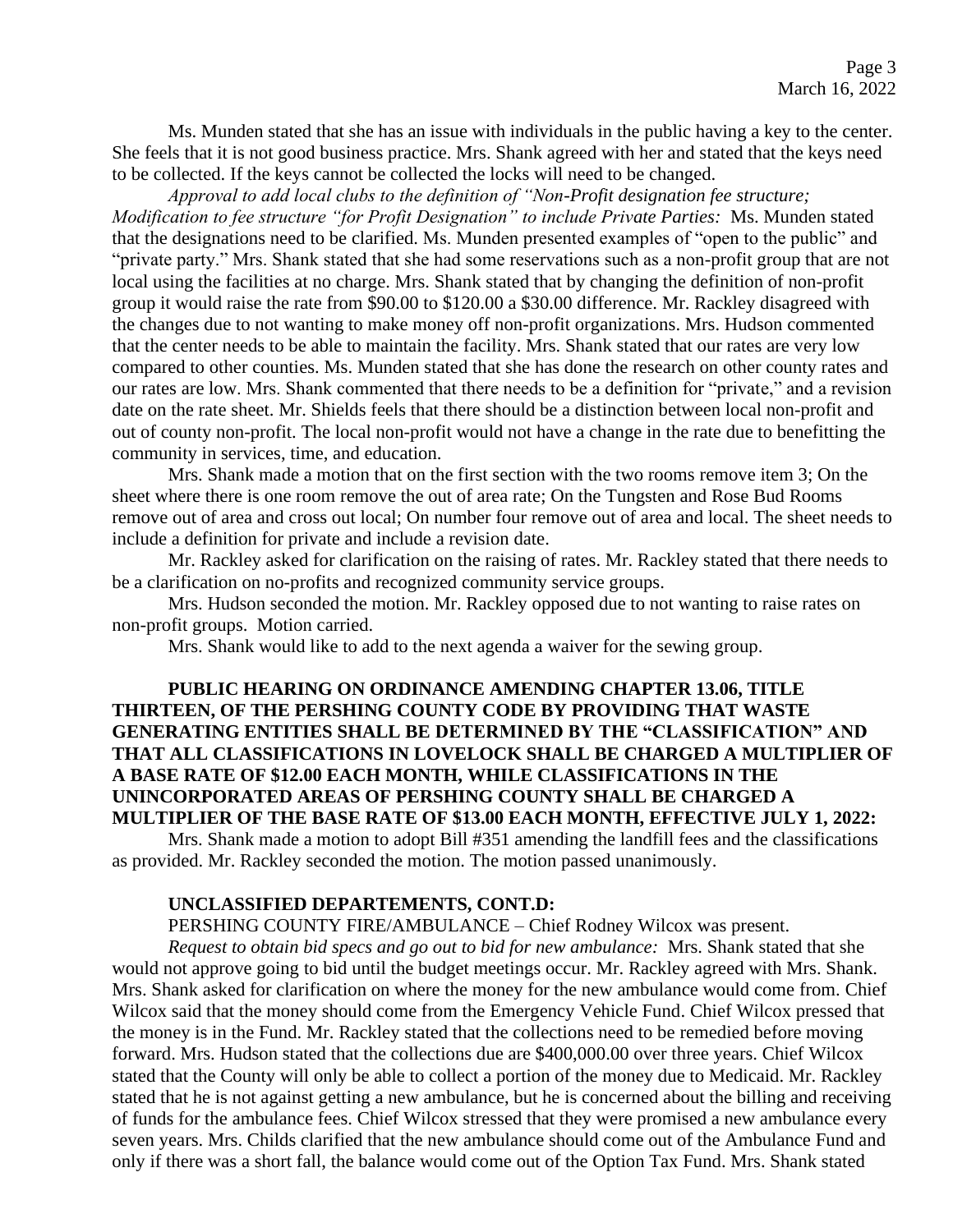Ms. Munden stated that she has an issue with individuals in the public having a key to the center. She feels that it is not good business practice. Mrs. Shank agreed with her and stated that the keys need to be collected. If the keys cannot be collected the locks will need to be changed.

*Approval to add local clubs to the definition of "Non-Profit designation fee structure; Modification to fee structure "for Profit Designation" to include Private Parties:* Ms. Munden stated that the designations need to be clarified. Ms. Munden presented examples of "open to the public" and "private party." Mrs. Shank stated that she had some reservations such as a non-profit group that are not local using the facilities at no charge. Mrs. Shank stated that by changing the definition of non-profit group it would raise the rate from $90.00 to $120.00 a $30.00 difference. Mr. Rackley disagreed with the changes due to not wanting to make money off non-profit organizations. Mrs. Hudson commented that the center needs to be able to maintain the facility. Mrs. Shank stated that our rates are very low compared to other counties. Ms. Munden stated that she has done the research on other county rates and our rates are low. Mrs. Shank commented that there needs to be a definition for "private," and a revision date on the rate sheet. Mr. Shields feels that there should be a distinction between local non-profit and out of county non-profit. The local non-profit would not have a change in the rate due to benefitting the community in services, time, and education.

Mrs. Shank made a motion that on the first section with the two rooms remove item 3; On the sheet where there is one room remove the out of area rate; On the Tungsten and Rose Bud Rooms remove out of area and cross out local; On number four remove out of area and local. The sheet needs to include a definition for private and include a revision date.

Mr. Rackley asked for clarification on the raising of rates. Mr. Rackley stated that there needs to be a clarification on no-profits and recognized community service groups.

Mrs. Hudson seconded the motion. Mr. Rackley opposed due to not wanting to raise rates on non-profit groups. Motion carried.

Mrs. Shank would like to add to the next agenda a waiver for the sewing group.

**PUBLIC HEARING ON ORDINANCE AMENDING CHAPTER 13.06, TITLE THIRTEEN, OF THE PERSHING COUNTY CODE BY PROVIDING THAT WASTE GENERATING ENTITIES SHALL BE DETERMINED BY THE "CLASSIFICATION" AND THAT ALL CLASSIFICATIONS IN LOVELOCK SHALL BE CHARGED A MULTIPLIER OF A BASE RATE OF $12.00 EACH MONTH, WHILE CLASSIFICATIONS IN THE UNINCORPORATED AREAS OF PERSHING COUNTY SHALL BE CHARGED A MULTIPLIER OF THE BASE RATE OF $13.00 EACH MONTH, EFFECTIVE JULY 1, 2022:**

Mrs. Shank made a motion to adopt Bill #351 amending the landfill fees and the classifications as provided. Mr. Rackley seconded the motion. The motion passed unanimously.

**UNCLASSIFIED DEPARTEMENTS, CONT.D:**

PERSHING COUNTY FIRE/AMBULANCE – Chief Rodney Wilcox was present.

*Request to obtain bid specs and go out to bid for new ambulance:* Mrs. Shank stated that she would not approve going to bid until the budget meetings occur. Mr. Rackley agreed with Mrs. Shank. Mrs. Shank asked for clarification on where the money for the new ambulance would come from. Chief Wilcox said that the money should come from the Emergency Vehicle Fund. Chief Wilcox pressed that the money is in the Fund. Mr. Rackley stated that the collections need to be remedied before moving forward. Mrs. Hudson stated that the collections due are $400,000.00 over three years. Chief Wilcox stated that the County will only be able to collect a portion of the money due to Medicaid. Mr. Rackley stated that he is not against getting a new ambulance, but he is concerned about the billing and receiving of funds for the ambulance fees. Chief Wilcox stressed that they were promised a new ambulance every seven years. Mrs. Childs clarified that the new ambulance should come out of the Ambulance Fund and only if there was a short fall, the balance would come out of the Option Tax Fund. Mrs. Shank stated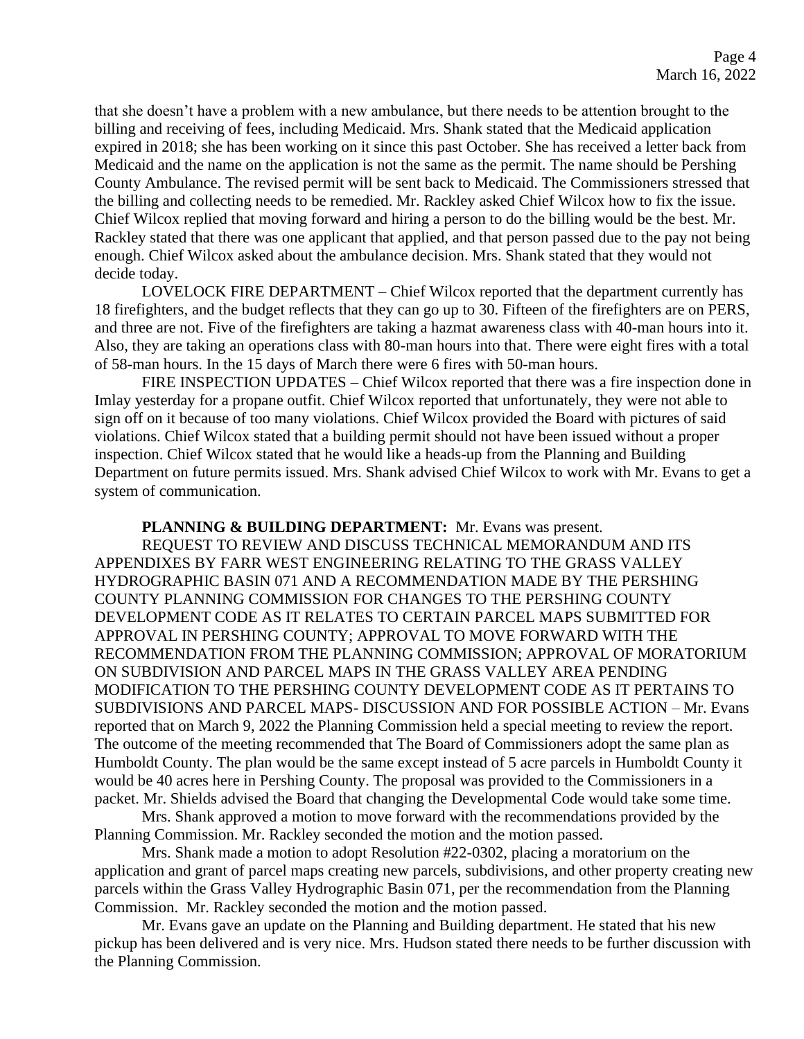that she doesn't have a problem with a new ambulance, but there needs to be attention brought to the billing and receiving of fees, including Medicaid. Mrs. Shank stated that the Medicaid application expired in 2018; she has been working on it since this past October. She has received a letter back from Medicaid and the name on the application is not the same as the permit. The name should be Pershing County Ambulance. The revised permit will be sent back to Medicaid. The Commissioners stressed that the billing and collecting needs to be remedied. Mr. Rackley asked Chief Wilcox how to fix the issue. Chief Wilcox replied that moving forward and hiring a person to do the billing would be the best. Mr. Rackley stated that there was one applicant that applied, and that person passed due to the pay not being enough. Chief Wilcox asked about the ambulance decision. Mrs. Shank stated that they would not decide today.

LOVELOCK FIRE DEPARTMENT – Chief Wilcox reported that the department currently has 18 firefighters, and the budget reflects that they can go up to 30. Fifteen of the firefighters are on PERS, and three are not. Five of the firefighters are taking a hazmat awareness class with 40-man hours into it. Also, they are taking an operations class with 80-man hours into that. There were eight fires with a total of 58-man hours. In the 15 days of March there were 6 fires with 50-man hours.

FIRE INSPECTION UPDATES – Chief Wilcox reported that there was a fire inspection done in Imlay yesterday for a propane outfit. Chief Wilcox reported that unfortunately, they were not able to sign off on it because of too many violations. Chief Wilcox provided the Board with pictures of said violations. Chief Wilcox stated that a building permit should not have been issued without a proper inspection. Chief Wilcox stated that he would like a heads-up from the Planning and Building Department on future permits issued. Mrs. Shank advised Chief Wilcox to work with Mr. Evans to get a system of communication.

**PLANNING & BUILDING DEPARTMENT:** Mr. Evans was present.

REQUEST TO REVIEW AND DISCUSS TECHNICAL MEMORANDUM AND ITS APPENDIXES BY FARR WEST ENGINEERING RELATING TO THE GRASS VALLEY HYDROGRAPHIC BASIN 071 AND A RECOMMENDATION MADE BY THE PERSHING COUNTY PLANNING COMMISSION FOR CHANGES TO THE PERSHING COUNTY DEVELOPMENT CODE AS IT RELATES TO CERTAIN PARCEL MAPS SUBMITTED FOR APPROVAL IN PERSHING COUNTY; APPROVAL TO MOVE FORWARD WITH THE RECOMMENDATION FROM THE PLANNING COMMISSION; APPROVAL OF MORATORIUM ON SUBDIVISION AND PARCEL MAPS IN THE GRASS VALLEY AREA PENDING MODIFICATION TO THE PERSHING COUNTY DEVELOPMENT CODE AS IT PERTAINS TO SUBDIVISIONS AND PARCEL MAPS- DISCUSSION AND FOR POSSIBLE ACTION – Mr. Evans reported that on March 9, 2022 the Planning Commission held a special meeting to review the report. The outcome of the meeting recommended that The Board of Commissioners adopt the same plan as Humboldt County. The plan would be the same except instead of 5 acre parcels in Humboldt County it would be 40 acres here in Pershing County. The proposal was provided to the Commissioners in a packet. Mr. Shields advised the Board that changing the Developmental Code would take some time.

Mrs. Shank approved a motion to move forward with the recommendations provided by the Planning Commission. Mr. Rackley seconded the motion and the motion passed.

Mrs. Shank made a motion to adopt Resolution #22-0302, placing a moratorium on the application and grant of parcel maps creating new parcels, subdivisions, and other property creating new parcels within the Grass Valley Hydrographic Basin 071, per the recommendation from the Planning Commission. Mr. Rackley seconded the motion and the motion passed.

Mr. Evans gave an update on the Planning and Building department. He stated that his new pickup has been delivered and is very nice. Mrs. Hudson stated there needs to be further discussion with the Planning Commission.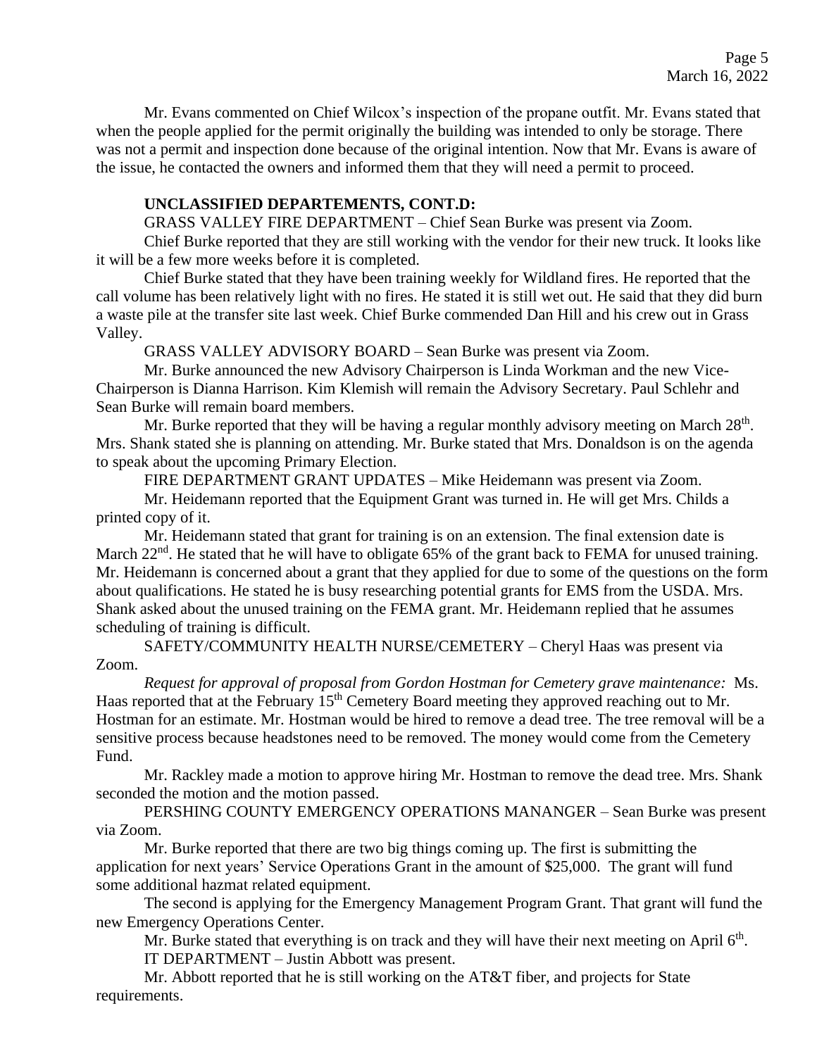Mr. Evans commented on Chief Wilcox's inspection of the propane outfit. Mr. Evans stated that when the people applied for the permit originally the building was intended to only be storage. There was not a permit and inspection done because of the original intention. Now that Mr. Evans is aware of the issue, he contacted the owners and informed them that they will need a permit to proceed.

**UNCLASSIFIED DEPARTEMENTS, CONT.D:**

GRASS VALLEY FIRE DEPARTMENT – Chief Sean Burke was present via Zoom.

Chief Burke reported that they are still working with the vendor for their new truck. It looks like it will be a few more weeks before it is completed.

Chief Burke stated that they have been training weekly for Wildland fires. He reported that the call volume has been relatively light with no fires. He stated it is still wet out. He said that they did burn a waste pile at the transfer site last week. Chief Burke commended Dan Hill and his crew out in Grass Valley.

GRASS VALLEY ADVISORY BOARD – Sean Burke was present via Zoom.

Mr. Burke announced the new Advisory Chairperson is Linda Workman and the new Vice-Chairperson is Dianna Harrison. Kim Klemish will remain the Advisory Secretary. Paul Schlehr and Sean Burke will remain board members.

Mr. Burke reported that they will be having a regular monthly advisory meeting on March 28th. Mrs. Shank stated she is planning on attending. Mr. Burke stated that Mrs. Donaldson is on the agenda to speak about the upcoming Primary Election.

FIRE DEPARTMENT GRANT UPDATES – Mike Heidemann was present via Zoom.

Mr. Heidemann reported that the Equipment Grant was turned in. He will get Mrs. Childs a printed copy of it.

Mr. Heidemann stated that grant for training is on an extension. The final extension date is March 22nd. He stated that he will have to obligate 65% of the grant back to FEMA for unused training. Mr. Heidemann is concerned about a grant that they applied for due to some of the questions on the form about qualifications. He stated he is busy researching potential grants for EMS from the USDA. Mrs. Shank asked about the unused training on the FEMA grant. Mr. Heidemann replied that he assumes scheduling of training is difficult.

SAFETY/COMMUNITY HEALTH NURSE/CEMETERY – Cheryl Haas was present via Zoom.

*Request for approval of proposal from Gordon Hostman for Cemetery grave maintenance:* Ms. Haas reported that at the February 15th Cemetery Board meeting they approved reaching out to Mr. Hostman for an estimate. Mr. Hostman would be hired to remove a dead tree. The tree removal will be a sensitive process because headstones need to be removed. The money would come from the Cemetery Fund.

Mr. Rackley made a motion to approve hiring Mr. Hostman to remove the dead tree. Mrs. Shank seconded the motion and the motion passed.

PERSHING COUNTY EMERGENCY OPERATIONS MANANGER – Sean Burke was present via Zoom.

Mr. Burke reported that there are two big things coming up. The first is submitting the application for next years' Service Operations Grant in the amount of $25,000. The grant will fund some additional hazmat related equipment.

The second is applying for the Emergency Management Program Grant. That grant will fund the new Emergency Operations Center.

Mr. Burke stated that everything is on track and they will have their next meeting on April 6th.

IT DEPARTMENT – Justin Abbott was present.

Mr. Abbott reported that he is still working on the AT&T fiber, and projects for State requirements.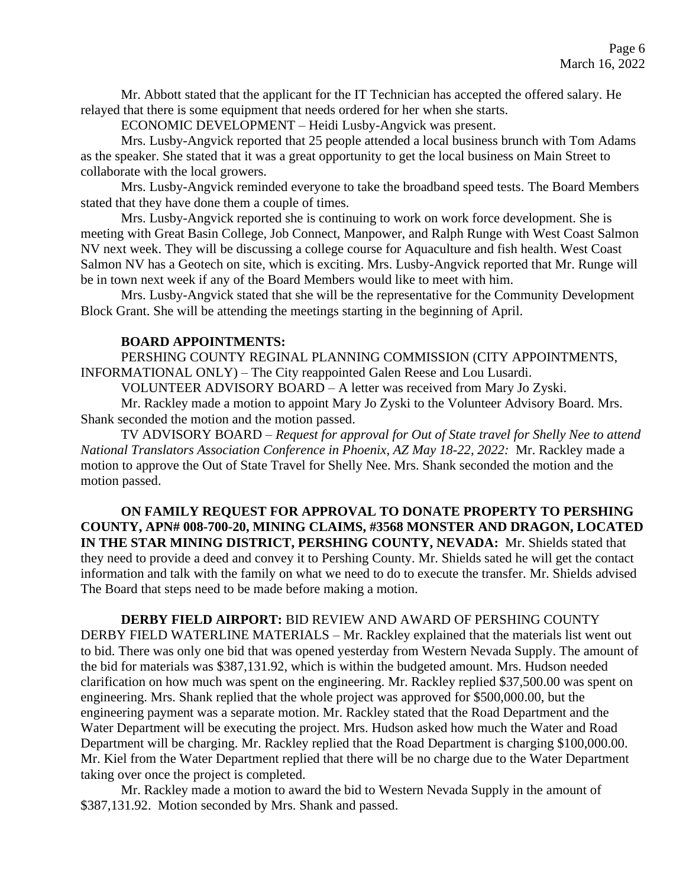Mr. Abbott stated that the applicant for the IT Technician has accepted the offered salary. He relayed that there is some equipment that needs ordered for her when she starts.

ECONOMIC DEVELOPMENT – Heidi Lusby-Angvick was present.

Mrs. Lusby-Angvick reported that 25 people attended a local business brunch with Tom Adams as the speaker. She stated that it was a great opportunity to get the local business on Main Street to collaborate with the local growers.

Mrs. Lusby-Angvick reminded everyone to take the broadband speed tests. The Board Members stated that they have done them a couple of times.

Mrs. Lusby-Angvick reported she is continuing to work on work force development. She is meeting with Great Basin College, Job Connect, Manpower, and Ralph Runge with West Coast Salmon NV next week. They will be discussing a college course for Aquaculture and fish health. West Coast Salmon NV has a Geotech on site, which is exciting. Mrs. Lusby-Angvick reported that Mr. Runge will be in town next week if any of the Board Members would like to meet with him.

Mrs. Lusby-Angvick stated that she will be the representative for the Community Development Block Grant. She will be attending the meetings starting in the beginning of April.

**BOARD APPOINTMENTS:**

PERSHING COUNTY REGINAL PLANNING COMMISSION (CITY APPOINTMENTS, INFORMATIONAL ONLY) – The City reappointed Galen Reese and Lou Lusardi.

VOLUNTEER ADVISORY BOARD – A letter was received from Mary Jo Zyski.

Mr. Rackley made a motion to appoint Mary Jo Zyski to the Volunteer Advisory Board. Mrs. Shank seconded the motion and the motion passed.

TV ADVISORY BOARD – *Request for approval for Out of State travel for Shelly Nee to attend National Translators Association Conference in Phoenix, AZ May 18-22, 2022:* Mr. Rackley made a motion to approve the Out of State Travel for Shelly Nee. Mrs. Shank seconded the motion and the motion passed.

**ON FAMILY REQUEST FOR APPROVAL TO DONATE PROPERTY TO PERSHING COUNTY, APN# 008-700-20, MINING CLAIMS, #3568 MONSTER AND DRAGON, LOCATED IN THE STAR MINING DISTRICT, PERSHING COUNTY, NEVADA:** Mr. Shields stated that they need to provide a deed and convey it to Pershing County. Mr. Shields sated he will get the contact information and talk with the family on what we need to do to execute the transfer. Mr. Shields advised The Board that steps need to be made before making a motion.

**DERBY FIELD AIRPORT:** BID REVIEW AND AWARD OF PERSHING COUNTY DERBY FIELD WATERLINE MATERIALS – Mr. Rackley explained that the materials list went out to bid. There was only one bid that was opened yesterday from Western Nevada Supply. The amount of the bid for materials was $387,131.92, which is within the budgeted amount. Mrs. Hudson needed clarification on how much was spent on the engineering. Mr. Rackley replied $37,500.00 was spent on engineering. Mrs. Shank replied that the whole project was approved for $500,000.00, but the engineering payment was a separate motion. Mr. Rackley stated that the Road Department and the Water Department will be executing the project. Mrs. Hudson asked how much the Water and Road Department will be charging. Mr. Rackley replied that the Road Department is charging $100,000.00. Mr. Kiel from the Water Department replied that there will be no charge due to the Water Department taking over once the project is completed.

Mr. Rackley made a motion to award the bid to Western Nevada Supply in the amount of $387,131.92. Motion seconded by Mrs. Shank and passed.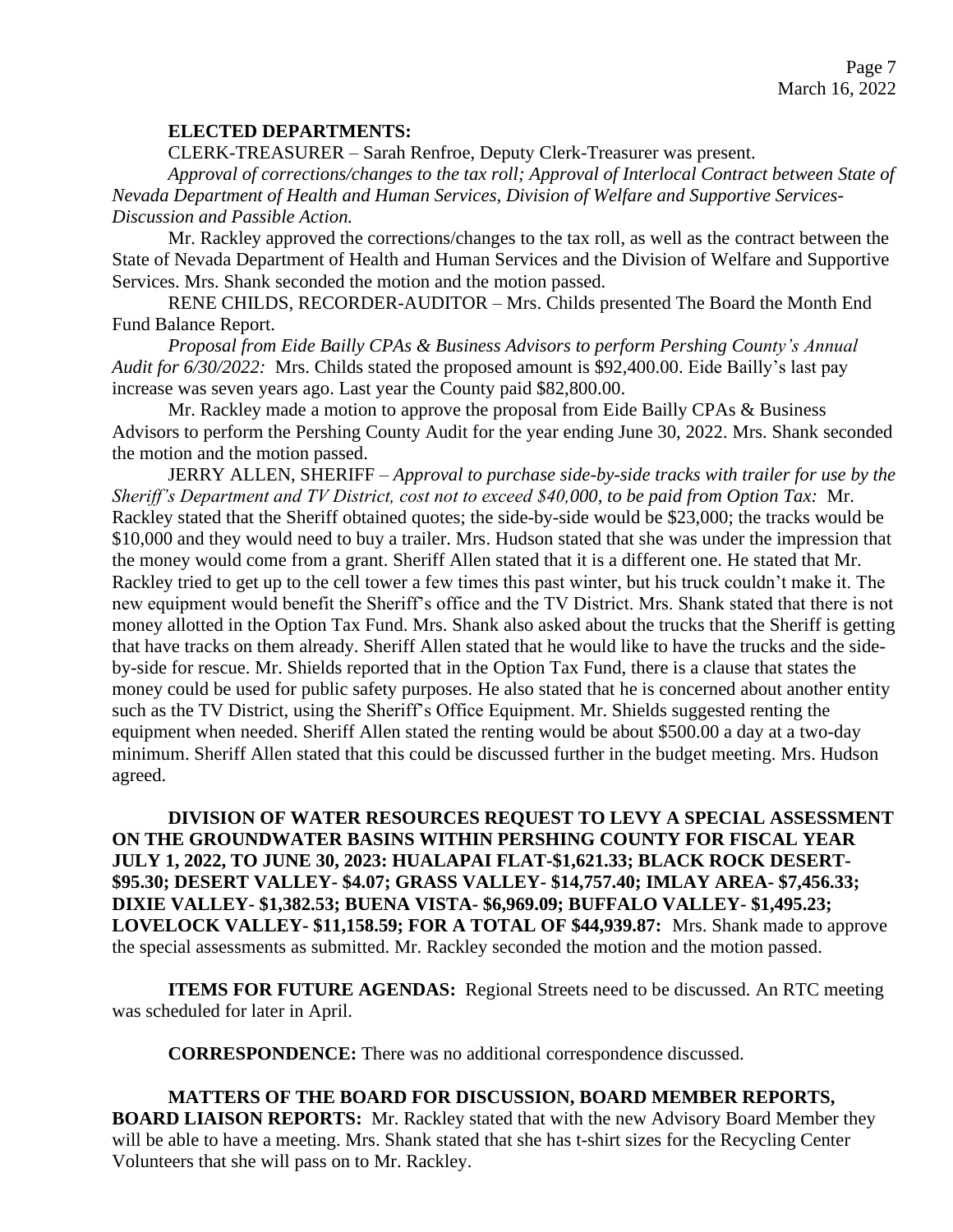**ELECTED DEPARTMENTS:**

CLERK-TREASURER – Sarah Renfroe, Deputy Clerk-Treasurer was present.

*Approval of corrections/changes to the tax roll; Approval of Interlocal Contract between State of Nevada Department of Health and Human Services, Division of Welfare and Supportive Services- Discussion and Passible Action.*

Mr. Rackley approved the corrections/changes to the tax roll, as well as the contract between the State of Nevada Department of Health and Human Services and the Division of Welfare and Supportive Services. Mrs. Shank seconded the motion and the motion passed.

RENE CHILDS, RECORDER-AUDITOR – Mrs. Childs presented The Board the Month End Fund Balance Report.

*Proposal from Eide Bailly CPAs & Business Advisors to perform Pershing County's Annual Audit for 6/30/2022:* Mrs. Childs stated the proposed amount is $92,400.00. Eide Bailly's last pay increase was seven years ago. Last year the County paid $82,800.00.

Mr. Rackley made a motion to approve the proposal from Eide Bailly CPAs & Business Advisors to perform the Pershing County Audit for the year ending June 30, 2022. Mrs. Shank seconded the motion and the motion passed.

JERRY ALLEN, SHERIFF – *Approval to purchase side-by-side tracks with trailer for use by the Sheriff's Department and TV District, cost not to exceed $40,000, to be paid from Option Tax:* Mr. Rackley stated that the Sheriff obtained quotes; the side-by-side would be $23,000; the tracks would be $10,000 and they would need to buy a trailer. Mrs. Hudson stated that she was under the impression that the money would come from a grant. Sheriff Allen stated that it is a different one. He stated that Mr. Rackley tried to get up to the cell tower a few times this past winter, but his truck couldn't make it. The new equipment would benefit the Sheriff's office and the TV District. Mrs. Shank stated that there is not money allotted in the Option Tax Fund. Mrs. Shank also asked about the trucks that the Sheriff is getting that have tracks on them already. Sheriff Allen stated that he would like to have the trucks and the side-by-side for rescue. Mr. Shields reported that in the Option Tax Fund, there is a clause that states the money could be used for public safety purposes. He also stated that he is concerned about another entity such as the TV District, using the Sheriff's Office Equipment. Mr. Shields suggested renting the equipment when needed. Sheriff Allen stated the renting would be about $500.00 a day at a two-day minimum. Sheriff Allen stated that this could be discussed further in the budget meeting. Mrs. Hudson agreed.

**DIVISION OF WATER RESOURCES REQUEST TO LEVY A SPECIAL ASSESSMENT ON THE GROUNDWATER BASINS WITHIN PERSHING COUNTY FOR FISCAL YEAR JULY 1, 2022, TO JUNE 30, 2023: HUALAPAI FLAT-$1,621.33; BLACK ROCK DESERT- $95.30; DESERT VALLEY- $4.07; GRASS VALLEY- $14,757.40; IMLAY AREA- $7,456.33; DIXIE VALLEY- $1,382.53; BUENA VISTA- $6,969.09; BUFFALO VALLEY- $1,495.23; LOVELOCK VALLEY- $11,158.59; FOR A TOTAL OF $44,939.87:** Mrs. Shank made to approve the special assessments as submitted. Mr. Rackley seconded the motion and the motion passed.

**ITEMS FOR FUTURE AGENDAS:** Regional Streets need to be discussed. An RTC meeting was scheduled for later in April.

**CORRESPONDENCE:** There was no additional correspondence discussed.

**MATTERS OF THE BOARD FOR DISCUSSION, BOARD MEMBER REPORTS, BOARD LIAISON REPORTS:** Mr. Rackley stated that with the new Advisory Board Member they will be able to have a meeting. Mrs. Shank stated that she has t-shirt sizes for the Recycling Center Volunteers that she will pass on to Mr. Rackley.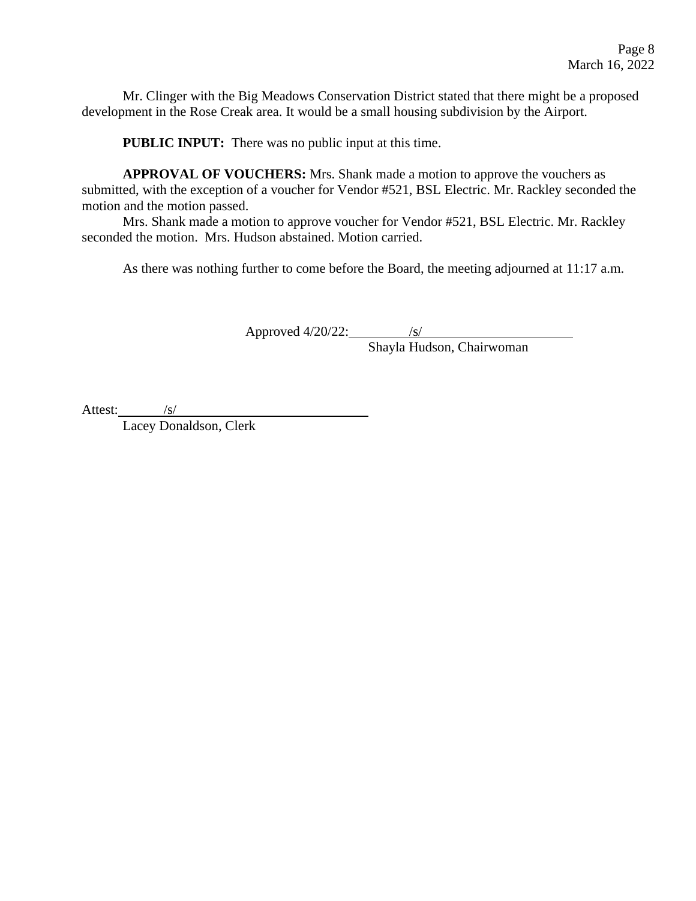Mr. Clinger with the Big Meadows Conservation District stated that there might be a proposed development in the Rose Creak area. It would be a small housing subdivision by the Airport.

**PUBLIC INPUT:** There was no public input at this time.

**APPROVAL OF VOUCHERS:** Mrs. Shank made a motion to approve the vouchers as submitted, with the exception of a voucher for Vendor #521, BSL Electric. Mr. Rackley seconded the motion and the motion passed.

Mrs. Shank made a motion to approve voucher for Vendor #521, BSL Electric. Mr. Rackley seconded the motion. Mrs. Hudson abstained. Motion carried.

As there was nothing further to come before the Board, the meeting adjourned at 11:17 a.m.

Approved 4/20/22: /s/
Shayla Hudson, Chairwoman

Attest: /s/
Lacey Donaldson, Clerk